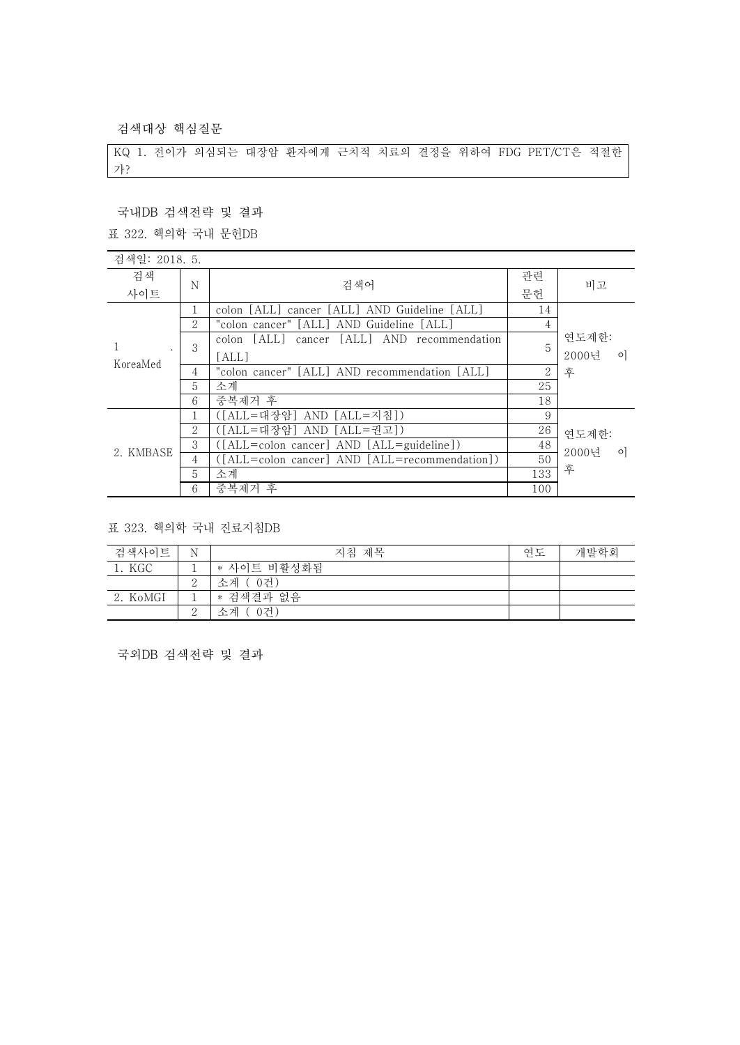검색대상 핵심질문

KQ 1. 전이가 의심되는 대장암 환자에게 근치적 치료의 결정을 위하여 FDG PET/CT은 적절한가?

국내DB 검색전략 및 결과

표 322. 핵의학 국내 문헌DB

| 검색일: 2018. 5. | | | | |
|---|---|---|---|---|
| 검색 사이트 | N | 검색어 | 관련 문헌 | 비고 |
| 1. KoreaMed | 1 | colon [ALL] cancer [ALL] AND Guideline [ALL] | 14 | 연도제한: 2000년 이후 |
| | 2 | "colon cancer" [ALL] AND Guideline [ALL] | 4 | |
| | 3 | colon [ALL] cancer [ALL] AND recommendation [ALL] | 5 | |
| | 4 | "colon cancer" [ALL] AND recommendation [ALL] | 2 | |
| | 5 | 소계 | 25 | |
| | 6 | 중복제거 후 | 18 | |
| 2. KMBASE | 1 | ([ALL=대장암] AND [ALL=지침]) | 9 | 연도제한: 2000년 이후 |
| | 2 | ([ALL=대장암] AND [ALL=권고]) | 26 | |
| | 3 | ([ALL=colon cancer] AND [ALL=guideline]) | 48 | |
| | 4 | ([ALL=colon cancer] AND [ALL=recommendation]) | 50 | |
| | 5 | 소계 | 133 | |
| | 6 | 중복제거 후 | 100 | |

표 323. 핵의학 국내 진료지침DB

| 검색사이트 | N | 지침 제목 | 연도 | 개발학회 |
|---|---|---|---|---|
| 1. KGC | 1 | * 사이트 비활성화됨 | | |
| | 2 | 소계 ( 0건) | | |
| 2. KoMGI | 1 | * 검색결과 없음 | | |
| | 2 | 소계 ( 0건) | | |

국외DB 검색전략 및 결과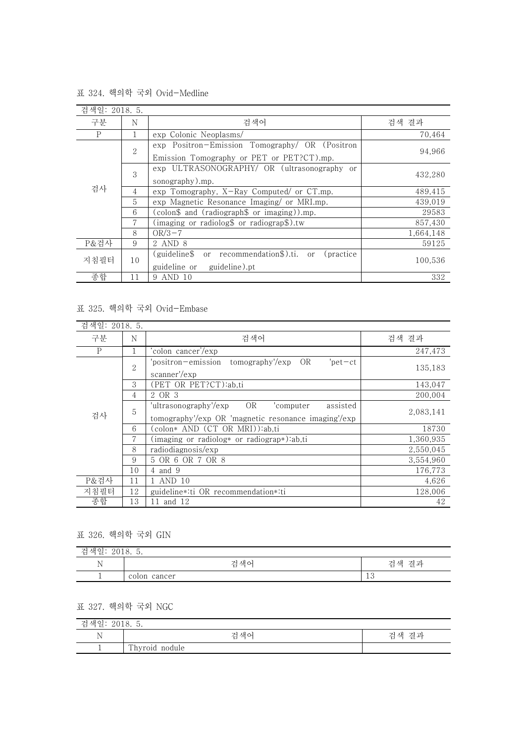표 324. 핵의학 국외 Ovid-Medline

검색일: 2018. 5.

| 구분 | N | 검색어 | 검색 결과 |
|---|---|---|---|
| P | 1 | exp Colonic Neoplasms/ | 70,464 |
| 검사 | 2 | exp Positron-Emission Tomography/ OR (Positron Emission Tomography or PET or PET?CT).mp. | 94,966 |
| | 3 | exp ULTRASONOGRAPHY/ OR (ultrasonography or sonography).mp. | 432,280 |
| | 4 | exp Tomography, X-Ray Computed/ or CT.mp. | 489,415 |
| | 5 | exp Magnetic Resonance Imaging/ or MRI.mp. | 439,019 |
| | 6 | (colon$ and (radiograph$ or imaging)).mp. | 29583 |
| | 7 | (imaging or radiolog$ or radiograp$).tw | 857,430 |
| | 8 | OR/3-7 | 1,664,148 |
| P&검사 | 9 | 2 AND 8 | 59125 |
| 지침필터 | 10 | (guideline$ or recommendation$).ti. or (practice guideline or guideline).pt | 100,536 |
| 종합 | 11 | 9 AND 10 | 332 |

표 325. 핵의학 국외 Ovid-Embase

검색일: 2018. 5.

| 구분 | N | 검색어 | 검색 결과 |
|---|---|---|---|
| P | 1 | 'colon cancer'/exp | 247,473 |
| 검사 | 2 | 'positron-emission tomography'/exp OR 'pet-ct scanner'/exp | 135,183 |
| | 3 | (PET OR PET?CT):ab,ti | 143,047 |
| | 4 | 2 OR 3 | 200,004 |
| | 5 | 'ultrasonography'/exp OR 'computer assisted tomography'/exp OR 'magnetic resonance imaging'/exp | 2,083,141 |
| | 6 | (colon* AND (CT OR MRI)):ab,ti | 18730 |
| | 7 | (imaging or radiolog* or radiograp*):ab,ti | 1,360,935 |
| | 8 | radiodiagnosis/exp | 2,550,045 |
| | 9 | 5 OR 6 OR 7 OR 8 | 3,554,960 |
| | 10 | 4 and 9 | 176,773 |
| P&검사 | 11 | 1 AND 10 | 4,626 |
| 지침필터 | 12 | guideline*:ti OR recommendation*:ti | 128,006 |
| 종합 | 13 | 11 and 12 | 42 |

표 326. 핵의학 국외 GIN

검색일: 2018. 5.

| N | 검색어 | 검색 결과 |
|---|---|---|
| 1 | colon cancer | 13 |

표 327. 핵의학 국외 NGC

검색일: 2018. 5.

| N | 검색어 | 검색 결과 |
|---|---|---|
| 1 | Thyroid nodule | |